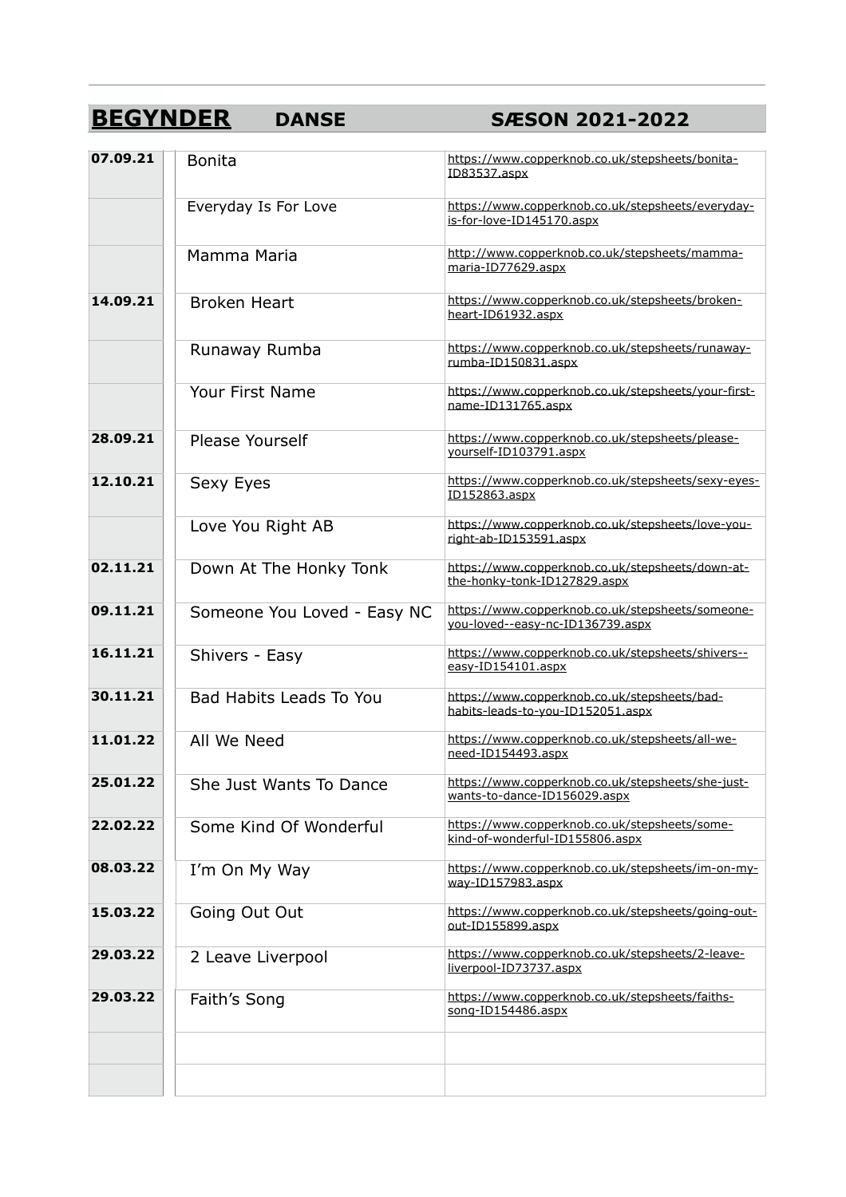## **BEGYNDER** DANSE SÆSON 2021-2022

| | | |
|---|---|---|
| **07.09.21** | Bonita | https://www.copperknob.co.uk/stepsheets/bonita-ID83537.aspx |
| | Everyday Is For Love | https://www.copperknob.co.uk/stepsheets/everyday-is-for-love-ID145170.aspx |
| | Mamma Maria | http://www.copperknob.co.uk/stepsheets/mamma-maria-ID77629.aspx |
| **14.09.21** | Broken Heart | https://www.copperknob.co.uk/stepsheets/broken-heart-ID61932.aspx |
| | Runaway Rumba | https://www.copperknob.co.uk/stepsheets/runaway-rumba-ID150831.aspx |
| | Your First Name | https://www.copperknob.co.uk/stepsheets/your-first-name-ID131765.aspx |
| **28.09.21** | Please Yourself | https://www.copperknob.co.uk/stepsheets/please-yourself-ID103791.aspx |
| **12.10.21** | Sexy Eyes | https://www.copperknob.co.uk/stepsheets/sexy-eyes-ID152863.aspx |
| | Love You Right AB | https://www.copperknob.co.uk/stepsheets/love-you-right-ab-ID153591.aspx |
| **02.11.21** | Down At The Honky Tonk | https://www.copperknob.co.uk/stepsheets/down-at-the-honky-tonk-ID127829.aspx |
| **09.11.21** | Someone You Loved - Easy NC | https://www.copperknob.co.uk/stepsheets/someone-you-loved--easy-nc-ID136739.aspx |
| **16.11.21** | Shivers - Easy | https://www.copperknob.co.uk/stepsheets/shivers--easy-ID154101.aspx |
| **30.11.21** | Bad Habits Leads To You | https://www.copperknob.co.uk/stepsheets/bad-habits-leads-to-you-ID152051.aspx |
| **11.01.22** | All We Need | https://www.copperknob.co.uk/stepsheets/all-we-need-ID154493.aspx |
| **25.01.22** | She Just Wants To Dance | https://www.copperknob.co.uk/stepsheets/she-just-wants-to-dance-ID156029.aspx |
| **22.02.22** | Some Kind Of Wonderful | https://www.copperknob.co.uk/stepsheets/some-kind-of-wonderful-ID155806.aspx |
| **08.03.22** | I'm On My Way | https://www.copperknob.co.uk/stepsheets/im-on-my-way-ID157983.aspx |
| **15.03.22** | Going Out Out | https://www.copperknob.co.uk/stepsheets/going-out-out-ID155899.aspx |
| **29.03.22** | 2 Leave Liverpool | https://www.copperknob.co.uk/stepsheets/2-leave-liverpool-ID73737.aspx |
| **29.03.22** | Faith's Song | https://www.copperknob.co.uk/stepsheets/faiths-song-ID154486.aspx |
| | | |
| | | |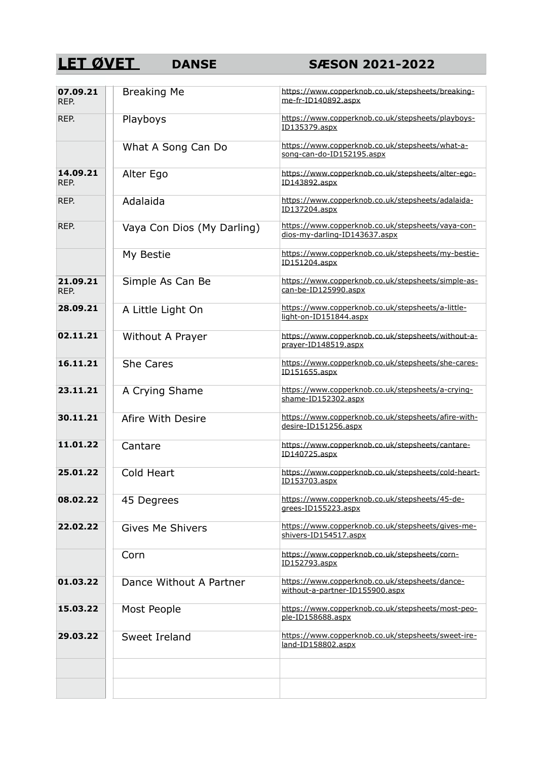# LET ØVET DANSE SÆSON 2021-2022

| | | |
|---|---|---|
| **07.09.21** REP. | Breaking Me | https://www.copperknob.co.uk/stepsheets/breaking-me-fr-ID140892.aspx |
| REP. | Playboys | https://www.copperknob.co.uk/stepsheets/playboys-ID135379.aspx |
| | What A Song Can Do | https://www.copperknob.co.uk/stepsheets/what-a-song-can-do-ID152195.aspx |
| **14.09.21** REP. | Alter Ego | https://www.copperknob.co.uk/stepsheets/alter-ego-ID143892.aspx |
| REP. | Adalaida | https://www.copperknob.co.uk/stepsheets/adalaida-ID137204.aspx |
| REP. | Vaya Con Dios (My Darling) | https://www.copperknob.co.uk/stepsheets/vaya-con-dios-my-darling-ID143637.aspx |
| | My Bestie | https://www.copperknob.co.uk/stepsheets/my-bestie-ID151204.aspx |
| **21.09.21** REP. | Simple As Can Be | https://www.copperknob.co.uk/stepsheets/simple-as-can-be-ID125990.aspx |
| **28.09.21** | A Little Light On | https://www.copperknob.co.uk/stepsheets/a-little-light-on-ID151844.aspx |
| **02.11.21** | Without A Prayer | https://www.copperknob.co.uk/stepsheets/without-a-prayer-ID148519.aspx |
| **16.11.21** | She Cares | https://www.copperknob.co.uk/stepsheets/she-cares-ID151655.aspx |
| **23.11.21** | A Crying Shame | https://www.copperknob.co.uk/stepsheets/a-crying-shame-ID152302.aspx |
| **30.11.21** | Afire With Desire | https://www.copperknob.co.uk/stepsheets/afire-with-desire-ID151256.aspx |
| **11.01.22** | Cantare | https://www.copperknob.co.uk/stepsheets/cantare-ID140725.aspx |
| **25.01.22** | Cold Heart | https://www.copperknob.co.uk/stepsheets/cold-heart-ID153703.aspx |
| **08.02.22** | 45 Degrees | https://www.copperknob.co.uk/stepsheets/45-degrees-ID155223.aspx |
| **22.02.22** | Gives Me Shivers | https://www.copperknob.co.uk/stepsheets/gives-me-shivers-ID154517.aspx |
| | Corn | https://www.copperknob.co.uk/stepsheets/corn-ID152793.aspx |
| **01.03.22** | Dance Without A Partner | https://www.copperknob.co.uk/stepsheets/dance-without-a-partner-ID155900.aspx |
| **15.03.22** | Most People | https://www.copperknob.co.uk/stepsheets/most-people-ID158688.aspx |
| **29.03.22** | Sweet Ireland | https://www.copperknob.co.uk/stepsheets/sweet-ireland-ID158802.aspx |
| | | |
| | | |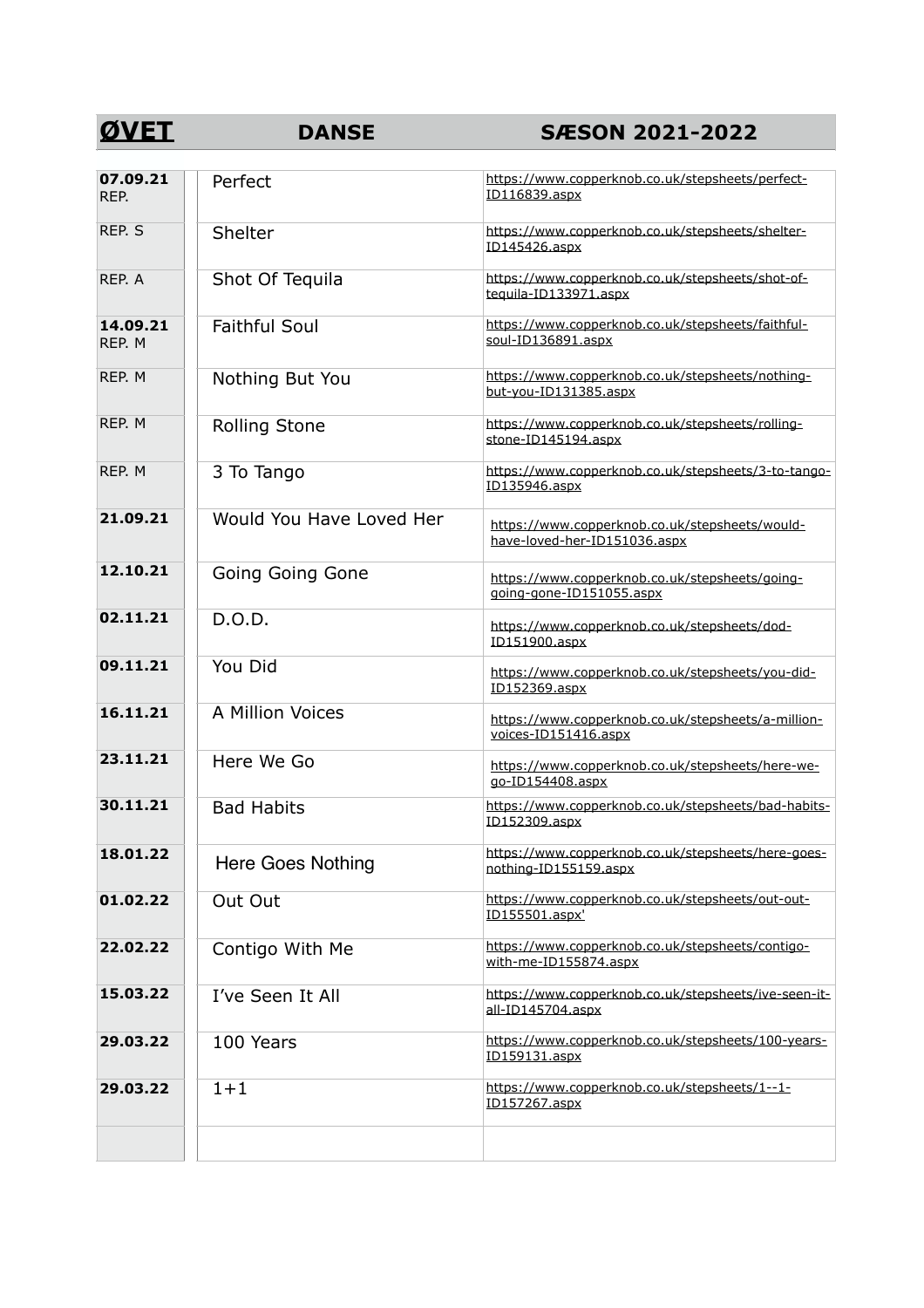| **ØVET** | **DANSE** | **SÆSON 2021-2022** |
|---|---|---|
| **07.09.21** REP. | Perfect | https://www.copperknob.co.uk/stepsheets/perfect-ID116839.aspx |
| REP. S | Shelter | https://www.copperknob.co.uk/stepsheets/shelter-ID145426.aspx |
| REP. A | Shot Of Tequila | https://www.copperknob.co.uk/stepsheets/shot-of-tequila-ID133971.aspx |
| **14.09.21** REP. M | Faithful Soul | https://www.copperknob.co.uk/stepsheets/faithful-soul-ID136891.aspx |
| REP. M | Nothing But You | https://www.copperknob.co.uk/stepsheets/nothing-but-you-ID131385.aspx |
| REP. M | Rolling Stone | https://www.copperknob.co.uk/stepsheets/rolling-stone-ID145194.aspx |
| REP. M | 3 To Tango | https://www.copperknob.co.uk/stepsheets/3-to-tango-ID135946.aspx |
| **21.09.21** | Would You Have Loved Her | https://www.copperknob.co.uk/stepsheets/would-have-loved-her-ID151036.aspx |
| **12.10.21** | Going Going Gone | https://www.copperknob.co.uk/stepsheets/going-going-gone-ID151055.aspx |
| **02.11.21** | D.O.D. | https://www.copperknob.co.uk/stepsheets/dod-ID151900.aspx |
| **09.11.21** | You Did | https://www.copperknob.co.uk/stepsheets/you-did-ID152369.aspx |
| **16.11.21** | A Million Voices | https://www.copperknob.co.uk/stepsheets/a-million-voices-ID151416.aspx |
| **23.11.21** | Here We Go | https://www.copperknob.co.uk/stepsheets/here-we-go-ID154408.aspx |
| **30.11.21** | Bad Habits | https://www.copperknob.co.uk/stepsheets/bad-habits-ID152309.aspx |
| **18.01.22** | Here Goes Nothing | https://www.copperknob.co.uk/stepsheets/here-goes-nothing-ID155159.aspx |
| **01.02.22** | Out Out | https://www.copperknob.co.uk/stepsheets/out-out-ID155501.aspx' |
| **22.02.22** | Contigo With Me | https://www.copperknob.co.uk/stepsheets/contigo-with-me-ID155874.aspx |
| **15.03.22** | I've Seen It All | https://www.copperknob.co.uk/stepsheets/ive-seen-it-all-ID145704.aspx |
| **29.03.22** | 100 Years | https://www.copperknob.co.uk/stepsheets/100-years-ID159131.aspx |
| **29.03.22** | 1+1 | https://www.copperknob.co.uk/stepsheets/1--1-ID157267.aspx |
| | | |